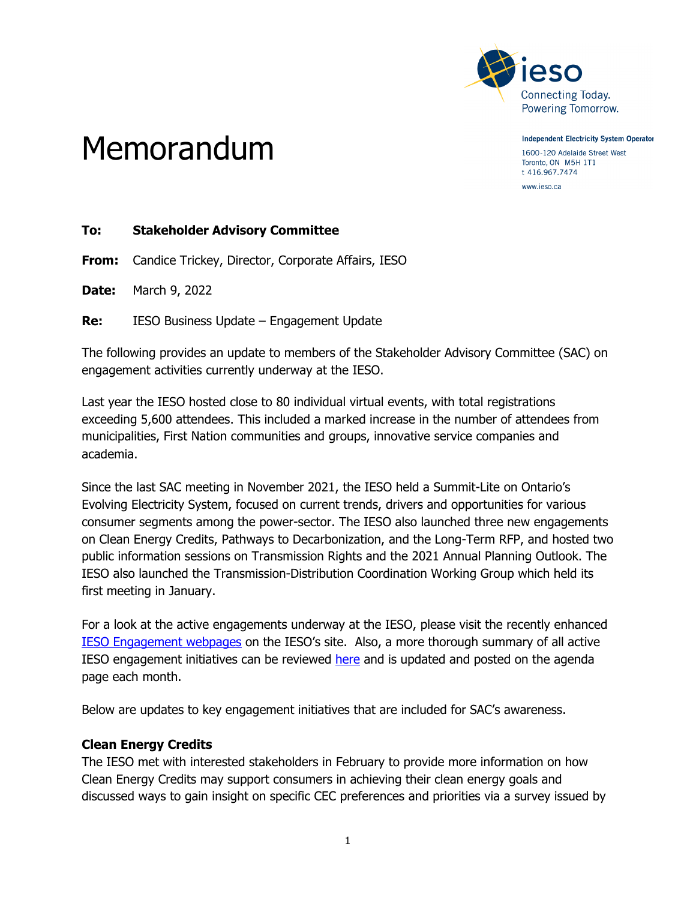Independent Electricity System Operator
1600-120 Adelaide Street West
Toronto, ON M5H 1T1
t 416.967.7474
www.ieso.ca

# Memorandum

**To:** **Stakeholder Advisory Committee**

**From:** Candice Trickey, Director, Corporate Affairs, IESO

**Date:** March 9, 2022

**Re:** IESO Business Update – Engagement Update

The following provides an update to members of the Stakeholder Advisory Committee (SAC) on engagement activities currently underway at the IESO.

Last year the IESO hosted close to 80 individual virtual events, with total registrations exceeding 5,600 attendees. This included a marked increase in the number of attendees from municipalities, First Nation communities and groups, innovative service companies and academia.

Since the last SAC meeting in November 2021, the IESO held a Summit-Lite on Ontario's Evolving Electricity System, focused on current trends, drivers and opportunities for various consumer segments among the power-sector. The IESO also launched three new engagements on Clean Energy Credits, Pathways to Decarbonization, and the Long-Term RFP, and hosted two public information sessions on Transmission Rights and the 2021 Annual Planning Outlook. The IESO also launched the Transmission-Distribution Coordination Working Group which held its first meeting in January.

For a look at the active engagements underway at the IESO, please visit the recently enhanced IESO Engagement webpages on the IESO's site. Also, a more thorough summary of all active IESO engagement initiatives can be reviewed here and is updated and posted on the agenda page each month.

Below are updates to key engagement initiatives that are included for SAC's awareness.

**Clean Energy Credits**

The IESO met with interested stakeholders in February to provide more information on how Clean Energy Credits may support consumers in achieving their clean energy goals and discussed ways to gain insight on specific CEC preferences and priorities via a survey issued by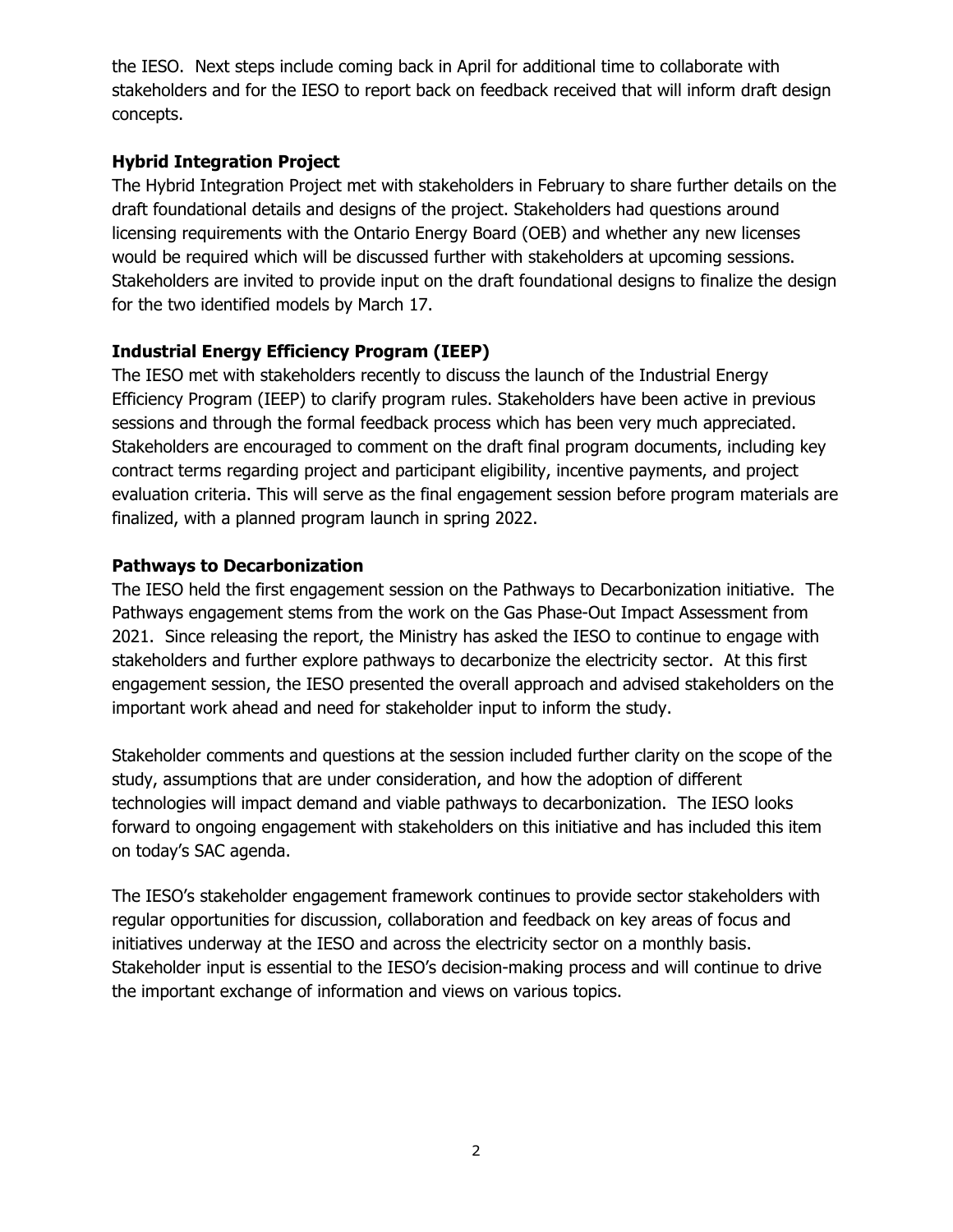the IESO. Next steps include coming back in April for additional time to collaborate with stakeholders and for the IESO to report back on feedback received that will inform draft design concepts.

### Hybrid Integration Project

The Hybrid Integration Project met with stakeholders in February to share further details on the draft foundational details and designs of the project. Stakeholders had questions around licensing requirements with the Ontario Energy Board (OEB) and whether any new licenses would be required which will be discussed further with stakeholders at upcoming sessions. Stakeholders are invited to provide input on the draft foundational designs to finalize the design for the two identified models by March 17.

### Industrial Energy Efficiency Program (IEEP)

The IESO met with stakeholders recently to discuss the launch of the Industrial Energy Efficiency Program (IEEP) to clarify program rules. Stakeholders have been active in previous sessions and through the formal feedback process which has been very much appreciated. Stakeholders are encouraged to comment on the draft final program documents, including key contract terms regarding project and participant eligibility, incentive payments, and project evaluation criteria. This will serve as the final engagement session before program materials are finalized, with a planned program launch in spring 2022.

### Pathways to Decarbonization

The IESO held the first engagement session on the Pathways to Decarbonization initiative. The Pathways engagement stems from the work on the Gas Phase-Out Impact Assessment from 2021. Since releasing the report, the Ministry has asked the IESO to continue to engage with stakeholders and further explore pathways to decarbonize the electricity sector. At this first engagement session, the IESO presented the overall approach and advised stakeholders on the important work ahead and need for stakeholder input to inform the study.

Stakeholder comments and questions at the session included further clarity on the scope of the study, assumptions that are under consideration, and how the adoption of different technologies will impact demand and viable pathways to decarbonization. The IESO looks forward to ongoing engagement with stakeholders on this initiative and has included this item on today's SAC agenda.

The IESO's stakeholder engagement framework continues to provide sector stakeholders with regular opportunities for discussion, collaboration and feedback on key areas of focus and initiatives underway at the IESO and across the electricity sector on a monthly basis. Stakeholder input is essential to the IESO's decision-making process and will continue to drive the important exchange of information and views on various topics.